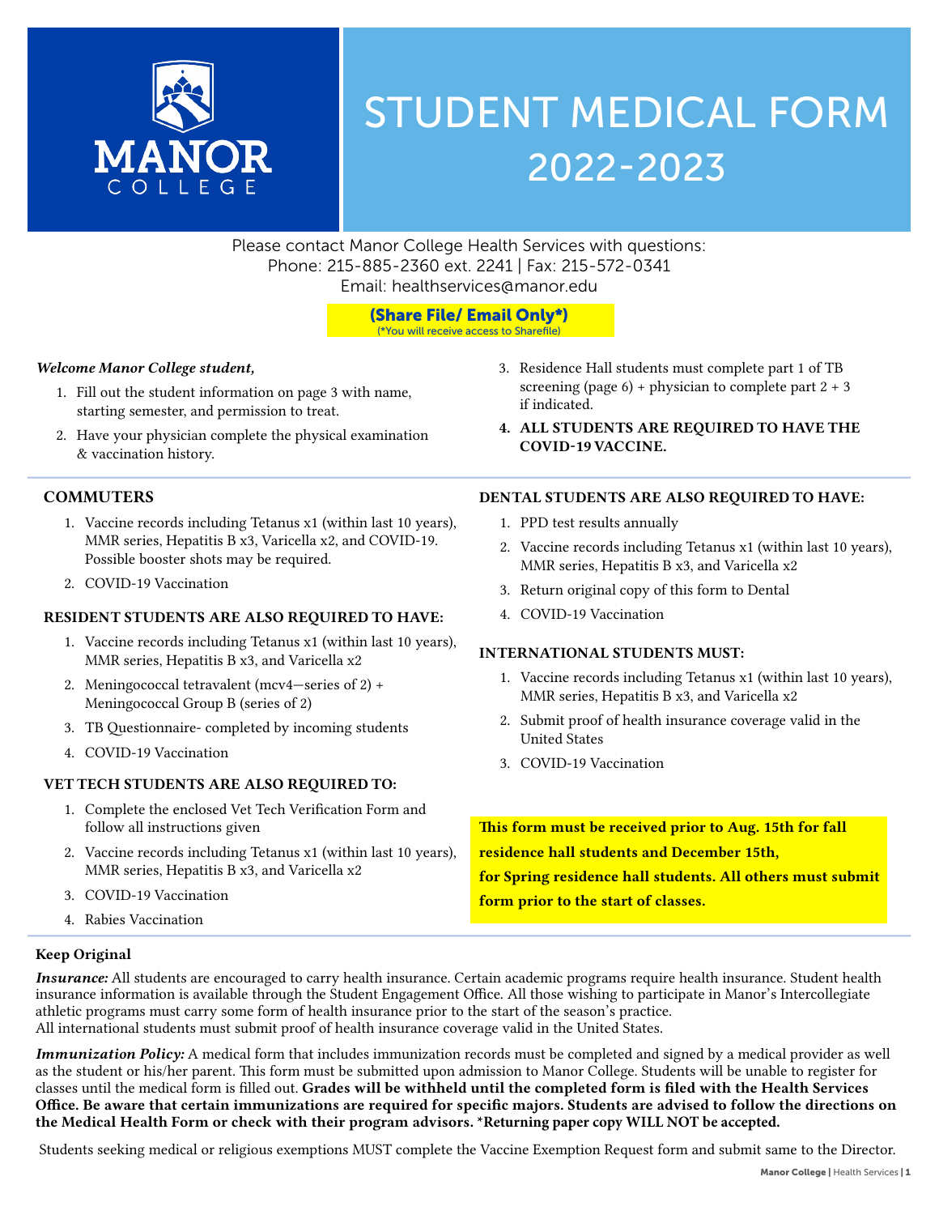MANOR COLLEGE

# STUDENT MEDICAL FORM 2022-2023

Please contact Manor College Health Services with questions:
Phone: 215-885-2360 ext. 2241 | Fax: 215-572-0341
Email: healthservices@manor.edu

**(Share File/ Email Only*)**
(*You will receive access to Sharefile)

***Welcome Manor College student,***

1. Fill out the student information on page 3 with name, starting semester, and permission to treat.
2. Have your physician complete the physical examination & vaccination history.
3. Residence Hall students must complete part 1 of TB screening (page 6) + physician to complete part 2 + 3 if indicated.
4. **ALL STUDENTS ARE REQUIRED TO HAVE THE COVID-19 VACCINE.**

### COMMUTERS

1. Vaccine records including Tetanus x1 (within last 10 years), MMR series, Hepatitis B x3, Varicella x2, and COVID-19. Possible booster shots may be required.
2. COVID-19 Vaccination

### RESIDENT STUDENTS ARE ALSO REQUIRED TO HAVE:

1. Vaccine records including Tetanus x1 (within last 10 years), MMR series, Hepatitis B x3, and Varicella x2
2. Meningococcal tetravalent (mcv4—series of 2) + Meningococcal Group B (series of 2)
3. TB Questionnaire- completed by incoming students
4. COVID-19 Vaccination

### VET TECH STUDENTS ARE ALSO REQUIRED TO:

1. Complete the enclosed Vet Tech Verification Form and follow all instructions given
2. Vaccine records including Tetanus x1 (within last 10 years), MMR series, Hepatitis B x3, and Varicella x2
3. COVID-19 Vaccination
4. Rabies Vaccination

### DENTAL STUDENTS ARE ALSO REQUIRED TO HAVE:

1. PPD test results annually
2. Vaccine records including Tetanus x1 (within last 10 years), MMR series, Hepatitis B x3, and Varicella x2
3. Return original copy of this form to Dental
4. COVID-19 Vaccination

### INTERNATIONAL STUDENTS MUST:

1. Vaccine records including Tetanus x1 (within last 10 years), MMR series, Hepatitis B x3, and Varicella x2
2. Submit proof of health insurance coverage valid in the United States
3. COVID-19 Vaccination

**This form must be received prior to Aug. 15th for fall residence hall students and December 15th, for Spring residence hall students. All others must submit form prior to the start of classes.**

**Keep Original**

***Insurance:*** All students are encouraged to carry health insurance. Certain academic programs require health insurance. Student health insurance information is available through the Student Engagement Office. All those wishing to participate in Manor's Intercollegiate athletic programs must carry some form of health insurance prior to the start of the season's practice.
All international students must submit proof of health insurance coverage valid in the United States.

***Immunization Policy:*** A medical form that includes immunization records must be completed and signed by a medical provider as well as the student or his/her parent. This form must be submitted upon admission to Manor College. Students will be unable to register for classes until the medical form is filled out. **Grades will be withheld until the completed form is filed with the Health Services Office. Be aware that certain immunizations are required for specific majors. Students are advised to follow the directions on the Medical Health Form or check with their program advisors. *Returning paper copy WILL NOT be accepted.**

Students seeking medical or religious exemptions MUST complete the Vaccine Exemption Request form and submit same to the Director.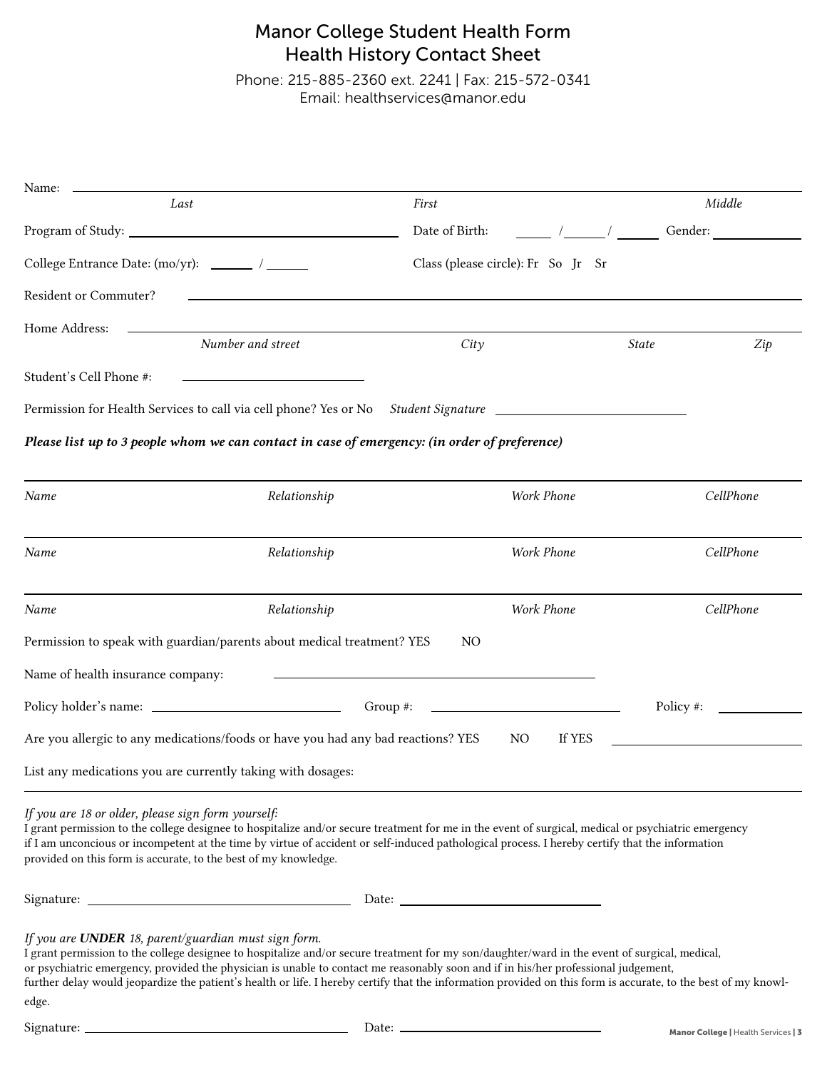# Manor College Student Health Form
## Health History Contact Sheet

Phone: 215-885-2360 ext. 2241 | Fax: 215-572-0341
Email: healthservices@manor.edu

Name: ______________________________________________
*Last* *First* *Middle*

Program of Study: ____________________ Date of Birth: ____ /____ / ____ Gender: __________

College Entrance Date: (mo/yr): ______ / ______ Class (please circle): Fr So Jr Sr

Resident or Commuter? ______________________________________________

Home Address: ______________________________________________
*Number and street* *City* *State* *Zip*

Student's Cell Phone #: ____________________

Permission for Health Services to call via cell phone? Yes or No *Student Signature* ____________________

***Please list up to 3 people whom we can contact in case of emergency: (in order of preference)***

| *Name* | *Relationship* | *Work Phone* | *CellPhone* |
|---|---|---|---|
| | | | |
| | | | |
| | | | |

Permission to speak with guardian/parents about medical treatment? YES NO

Name of health insurance company: ______________________________

Policy holder's name: ____________________ Group #: ____________________ Policy #: __________

Are you allergic to any medications/foods or have you had any bad reactions? YES NO If YES ____________________

List any medications you are currently taking with dosages:

______________________________________________

*If you are 18 or older, please sign form yourself:*
I grant permission to the college designee to hospitalize and/or secure treatment for me in the event of surgical, medical or psychiatric emergency if I am unconcious or incompetent at the time by virtue of accident or self-induced pathological process. I hereby certify that the information provided on this form is accurate, to the best of my knowledge.

Signature: ______________________________ Date: ____________________

*If you are **UNDER** 18, parent/guardian must sign form.*
I grant permission to the college designee to hospitalize and/or secure treatment for my son/daughter/ward in the event of surgical, medical, or psychiatric emergency, provided the physician is unable to contact me reasonably soon and if in his/her professional judgement, further delay would jeopardize the patient's health or life. I hereby certify that the information provided on this form is accurate, to the best of my knowledge.

Signature: ______________________________ Date: ____________________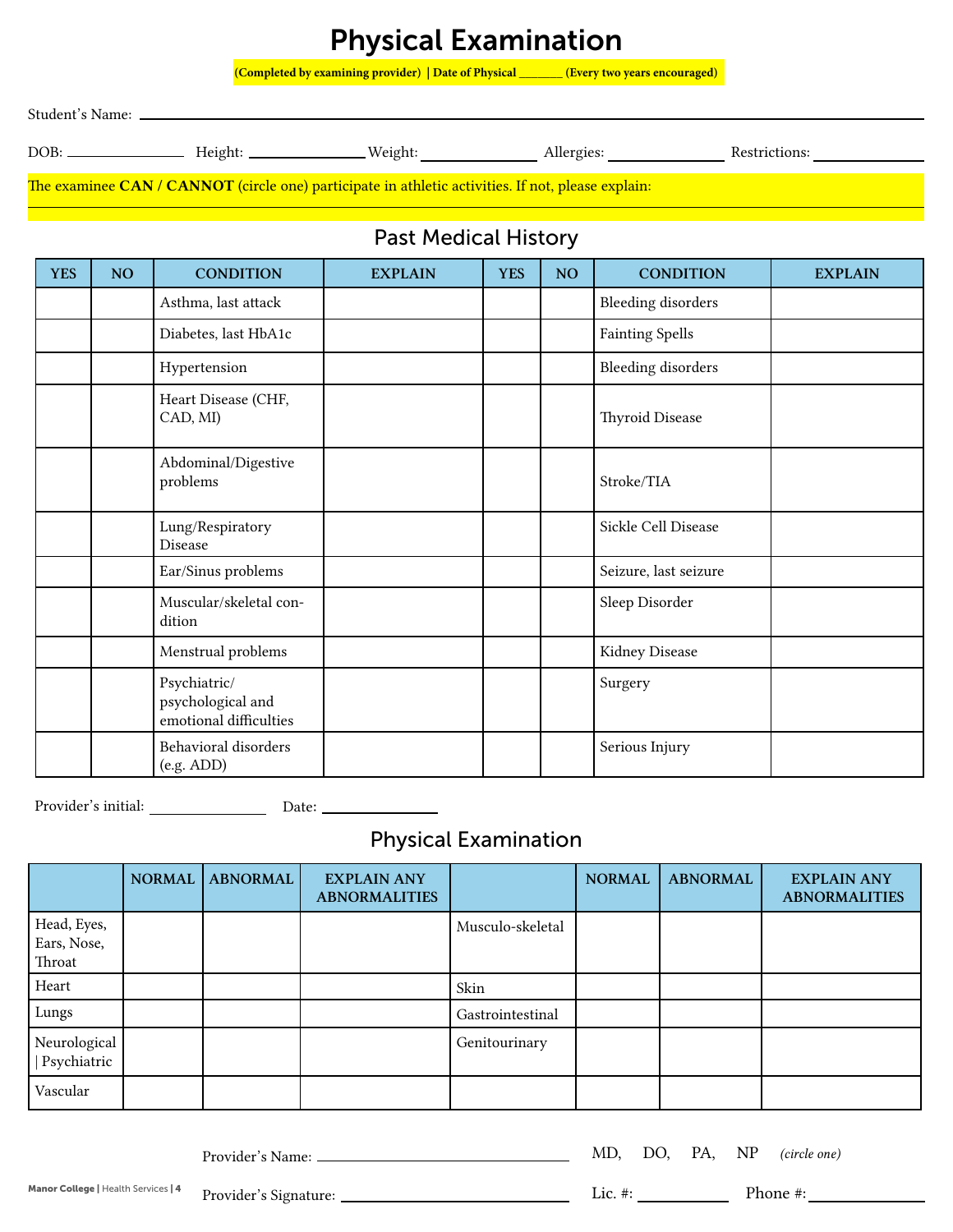# Physical Examination

**(Completed by examining provider) | Date of Physical _______ (Every two years encouraged)**

Student's Name: ______________________________

DOB: ______________ Height: ______________ Weight: ______________ Allergies: ______________ Restrictions: ______________

The examinee **CAN / CANNOT** (circle one) participate in athletic activities. If not, please explain:

## Past Medical History

| YES | NO | CONDITION | EXPLAIN | YES | NO | CONDITION | EXPLAIN |
|---|---|---|---|---|---|---|---|
| | | Asthma, last attack | | | | Bleeding disorders | |
| | | Diabetes, last HbA1c | | | | Fainting Spells | |
| | | Hypertension | | | | Bleeding disorders | |
| | | Heart Disease (CHF, CAD, MI) | | | | Thyroid Disease | |
| | | Abdominal/Digestive problems | | | | Stroke/TIA | |
| | | Lung/Respiratory Disease | | | | Sickle Cell Disease | |
| | | Ear/Sinus problems | | | | Seizure, last seizure | |
| | | Muscular/skeletal condition | | | | Sleep Disorder | |
| | | Menstrual problems | | | | Kidney Disease | |
| | | Psychiatric/ psychological and emotional difficulties | | | | Surgery | |
| | | Behavioral disorders (e.g. ADD) | | | | Serious Injury | |

Provider's initial: ______________ Date: ______________

## Physical Examination

| | NORMAL | ABNORMAL | EXPLAIN ANY ABNORMALITIES | | NORMAL | ABNORMAL | EXPLAIN ANY ABNORMALITIES |
|---|---|---|---|---|---|---|---|
| Head, Eyes, Ears, Nose, Throat | | | | Musculo-skeletal | | | |
| Heart | | | | Skin | | | |
| Lungs | | | | Gastrointestinal | | | |
| Neurological \| Psychiatric | | | | Genitourinary | | | |
| Vascular | | | | | | | |

Provider's Name: ______________________________ MD, DO, PA, NP *(circle one)*

Provider's Signature: ______________________________ Lic. #: ______________ Phone #: ______________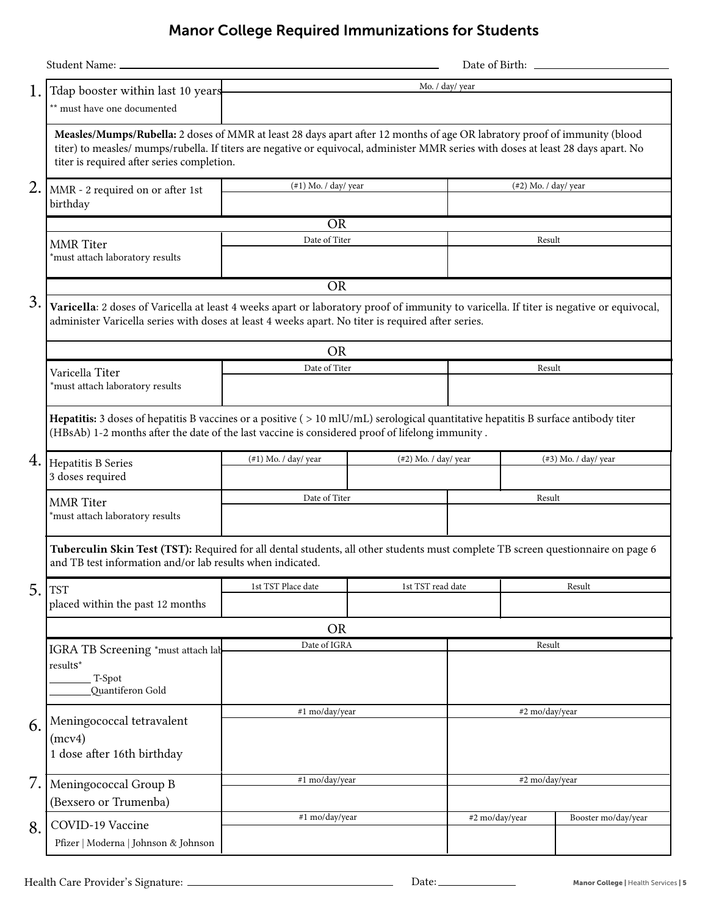# Manor College Required Immunizations for Students

Student Name: ______________________________ Date of Birth: ______________

| | | | | |
|---|---|---|---|---|
| **1.** Tdap booster within last 10 years<br>** must have one documented | Mo. / day/ year | | | |
| **Measles/Mumps/Rubella:** 2 doses of MMR at least 28 days apart after 12 months of age OR labratory proof of immunity (blood titer) to measles/ mumps/rubella. If titers are negative or equivocal, administer MMR series with doses at least 28 days apart. No titer is required after series completion. | | | | |
| **2.** MMR - 2 required on or after 1st birthday | (#1) Mo. / day/ year | | (#2) Mo. / day/ year | |
| OR | | | | |
| MMR Titer<br>*must attach laboratory results | Date of Titer | | Result | |
| OR | | | | |
| **3.** **Varicella**: 2 doses of Varicella at least 4 weeks apart or laboratory proof of immunity to varicella. If titer is negative or equivocal, administer Varicella series with doses at least 4 weeks apart. No titer is required after series. | | | | |
| OR | | | | |
| Varicella Titer<br>*must attach laboratory results | Date of Titer | | Result | |
| **Hepatitis:** 3 doses of hepatitis B vaccines or a positive ( > 10 mlU/mL) serological quantitative hepatitis B surface antibody titer (HBsAb) 1-2 months after the date of the last vaccine is considered proof of lifelong immunity . | | | | |
| **4.** Hepatitis B Series<br>3 doses required | (#1) Mo. / day/ year | (#2) Mo. / day/ year | (#3) Mo. / day/ year | |
| MMR Titer<br>*must attach laboratory results | Date of Titer | | Result | |
| **Tuberculin Skin Test (TST):** Required for all dental students, all other students must complete TB screen questionnaire on page 6 and TB test information and/or lab results when indicated. | | | | |
| **5.** TST<br>placed within the past 12 months | 1st TST Place date | 1st TST read date | Result | |
| OR | | | | |
| IGRA TB Screening *must attach lab results*<br>________ T-Spot<br>________Quantiferon Gold | Date of IGRA | | Result | |
| **6.** Meningococcal tetravalent (mcv4)<br>1 dose after 16th birthday | #1 mo/day/year | | #2 mo/day/year | |
| **7.** Meningococcal Group B (Bexsero or Trumenba) | #1 mo/day/year | | #2 mo/day/year | |
| **8.** COVID-19 Vaccine<br>Pfizer \| Moderna \| Johnson & Johnson | #1 mo/day/year | | #2 mo/day/year | Booster mo/day/year |

Health Care Provider's Signature: ______________________________ Date: ____________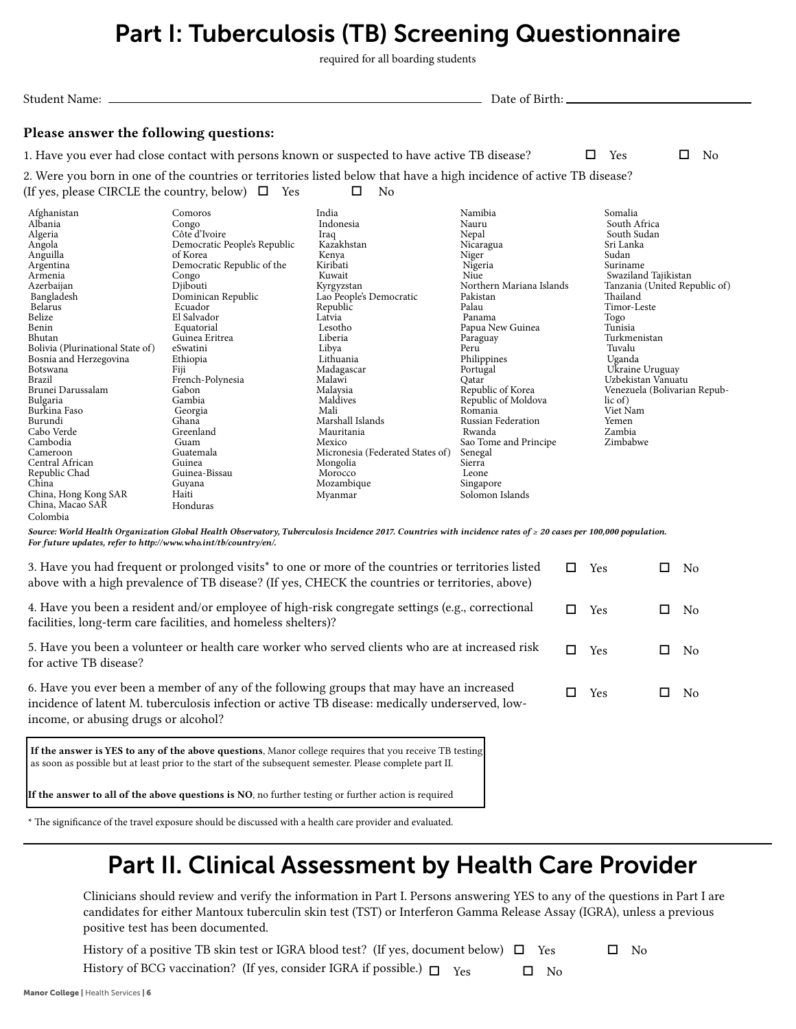# Part I: Tuberculosis (TB) Screening Questionnaire

required for all boarding students

Student Name: ______________________________ Date of Birth: ______________________

**Please answer the following questions:**

1. Have you ever had close contact with persons known or suspected to have active TB disease? ☐ Yes ☐ No

2. Were you born in one of the countries or territories listed below that have a high incidence of active TB disease? (If yes, please CIRCLE the country, below) ☐ Yes ☐ No

Afghanistan
Albania
Algeria
Angola
Anguilla
Argentina
Armenia
Azerbaijan
Bangladesh
Belarus
Belize
Benin
Bhutan
Bolivia (Plurinational State of)
Bosnia and Herzegovina
Botswana
Brazil
Brunei Darussalam
Bulgaria
Burkina Faso
Burundi
Cabo Verde
Cambodia
Cameroon
Central African
Republic Chad
China
China, Hong Kong SAR
China, Macao SAR
Colombia
Comoros
Congo
Côte d'Ivoire
Democratic People's Republic of Korea
Democratic Republic of the Congo
Djibouti
Dominican Republic
Ecuador
El Salvador
Equatorial
Guinea Eritrea
eSwatini
Ethiopia
Fiji
French-Polynesia
Gabon
Gambia
Georgia
Ghana
Greenland
Guam
Guatemala
Guinea
Guinea-Bissau
Guyana
Haiti
Honduras
India
Indonesia
Iraq
Kazakhstan
Kenya
Kiribati
Kuwait
Kyrgyzstan
Lao People's Democratic Republic
Latvia
Lesotho
Liberia
Libya
Lithuania
Madagascar
Malawi
Malaysia
Maldives
Mali
Marshall Islands
Mauritania
Mexico
Micronesia (Federated States of)
Mongolia
Morocco
Mozambique
Myanmar
Namibia
Nauru
Nepal
Nicaragua
Niger
Nigeria
Niue
Northern Mariana Islands
Pakistan
Palau
Panama
Papua New Guinea
Paraguay
Peru
Philippines
Portugal
Qatar
Republic of Korea
Republic of Moldova
Romania
Russian Federation
Rwanda
Sao Tome and Principe
Senegal
Sierra
Leone
Singapore
Solomon Islands
Somalia
South Africa
South Sudan
Sri Lanka
Sudan
Suriname
Swaziland Tajikistan
Tanzania (United Republic of)
Thailand
Timor-Leste
Togo
Tunisia
Turkmenistan
Tuvalu
Uganda
Ukraine Uruguay
Uzbekistan Vanuatu
Venezuela (Bolivarian Republic of)
Viet Nam
Yemen
Zambia
Zimbabwe

***Source: World Health Organization Global Health Observatory, Tuberculosis Incidence 2017. Countries with incidence rates of ≥ 20 cases per 100,000 population. For future updates, refer to http://www.who.int/tb/country/en/.***

3. Have you had frequent or prolonged visits* to one or more of the countries or territories listed above with a high prevalence of TB disease? (If yes, CHECK the countries or territories, above) ☐ Yes ☐ No

4. Have you been a resident and/or employee of high-risk congregate settings (e.g., correctional facilities, long-term care facilities, and homeless shelters)? ☐ Yes ☐ No

5. Have you been a volunteer or health care worker who served clients who are at increased risk for active TB disease? ☐ Yes ☐ No

6. Have you ever been a member of any of the following groups that may have an increased incidence of latent M. tuberculosis infection or active TB disease: medically underserved, low-income, or abusing drugs or alcohol? ☐ Yes ☐ No

**If the answer is YES to any of the above questions**, Manor college requires that you receive TB testing as soon as possible but at least prior to the start of the subsequent semester. Please complete part II.

**If the answer to all of the above questions is NO**, no further testing or further action is required

* The significance of the travel exposure should be discussed with a health care provider and evaluated.

# Part II. Clinical Assessment by Health Care Provider

Clinicians should review and verify the information in Part I. Persons answering YES to any of the questions in Part I are candidates for either Mantoux tuberculin skin test (TST) or Interferon Gamma Release Assay (IGRA), unless a previous positive test has been documented.

History of a positive TB skin test or IGRA blood test? (If yes, document below) ☐ Yes ☐ No

History of BCG vaccination? (If yes, consider IGRA if possible.) ☐ Yes ☐ No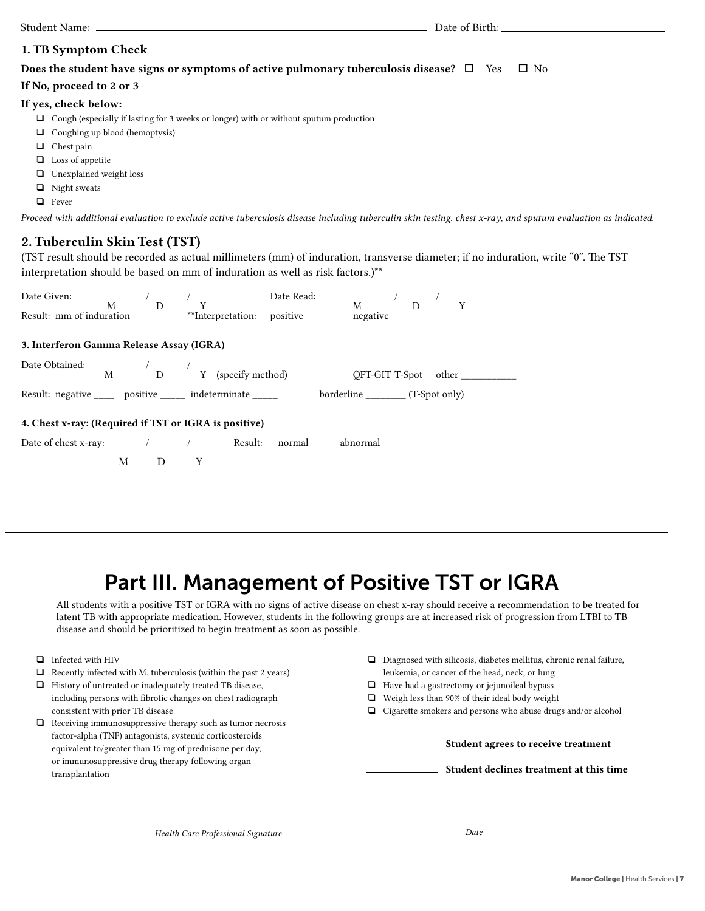Student Name: ______________________________ Date of Birth: ______________________

### 1. TB Symptom Check

**Does the student have signs or symptoms of active pulmonary tuberculosis disease?** ☐ Yes ☐ No

**If No, proceed to 2 or 3**

**If yes, check below:**

- ☐ Cough (especially if lasting for 3 weeks or longer) with or without sputum production
- ☐ Coughing up blood (hemoptysis)
- ☐ Chest pain
- ☐ Loss of appetite
- ☐ Unexplained weight loss
- ☐ Night sweats
- ☐ Fever

*Proceed with additional evaluation to exclude active tuberculosis disease including tuberculin skin testing, chest x-ray, and sputum evaluation as indicated.*

### 2. Tuberculin Skin Test (TST)

(TST result should be recorded as actual millimeters (mm) of induration, transverse diameter; if no induration, write "0". The TST interpretation should be based on mm of induration as well as risk factors.)**

Date Given: ____ / ____ / ____ (M D Y) Date Read: ____ / ____ / ____ (M D Y)

Result: mm of induration **Interpretation: positive negative

**3. Interferon Gamma Release Assay (IGRA)**

Date Obtained: ____ / ____ / ____ (M D Y) (specify method) QFT-GIT T-Spot other ___________

Result: negative ____ positive _____ indeterminate _____ borderline ________ (T-Spot only)

**4. Chest x-ray: (Required if TST or IGRA is positive)**

Date of chest x-ray: ____ / ____ / ____ (M D Y) Result: normal abnormal

---

# Part III. Management of Positive TST or IGRA

All students with a positive TST or IGRA with no signs of active disease on chest x-ray should receive a recommendation to be treated for latent TB with appropriate medication. However, students in the following groups are at increased risk of progression from LTBI to TB disease and should be prioritized to begin treatment as soon as possible.

- ☐ Infected with HIV
- ☐ Recently infected with M. tuberculosis (within the past 2 years)
- ☐ History of untreated or inadequately treated TB disease, including persons with fibrotic changes on chest radiograph consistent with prior TB disease
- ☐ Receiving immunosuppressive therapy such as tumor necrosis factor-alpha (TNF) antagonists, systemic corticosteroids equivalent to/greater than 15 mg of prednisone per day, or immunosuppressive drug therapy following organ transplantation
- ☐ Diagnosed with silicosis, diabetes mellitus, chronic renal failure, leukemia, or cancer of the head, neck, or lung
- ☐ Have had a gastrectomy or jejunoileal bypass
- ☐ Weigh less than 90% of their ideal body weight
- ☐ Cigarette smokers and persons who abuse drugs and/or alcohol

____________ **Student agrees to receive treatment**

____________ **Student declines treatment at this time**

______________________________________ ______________

*Health Care Professional Signature* *Date*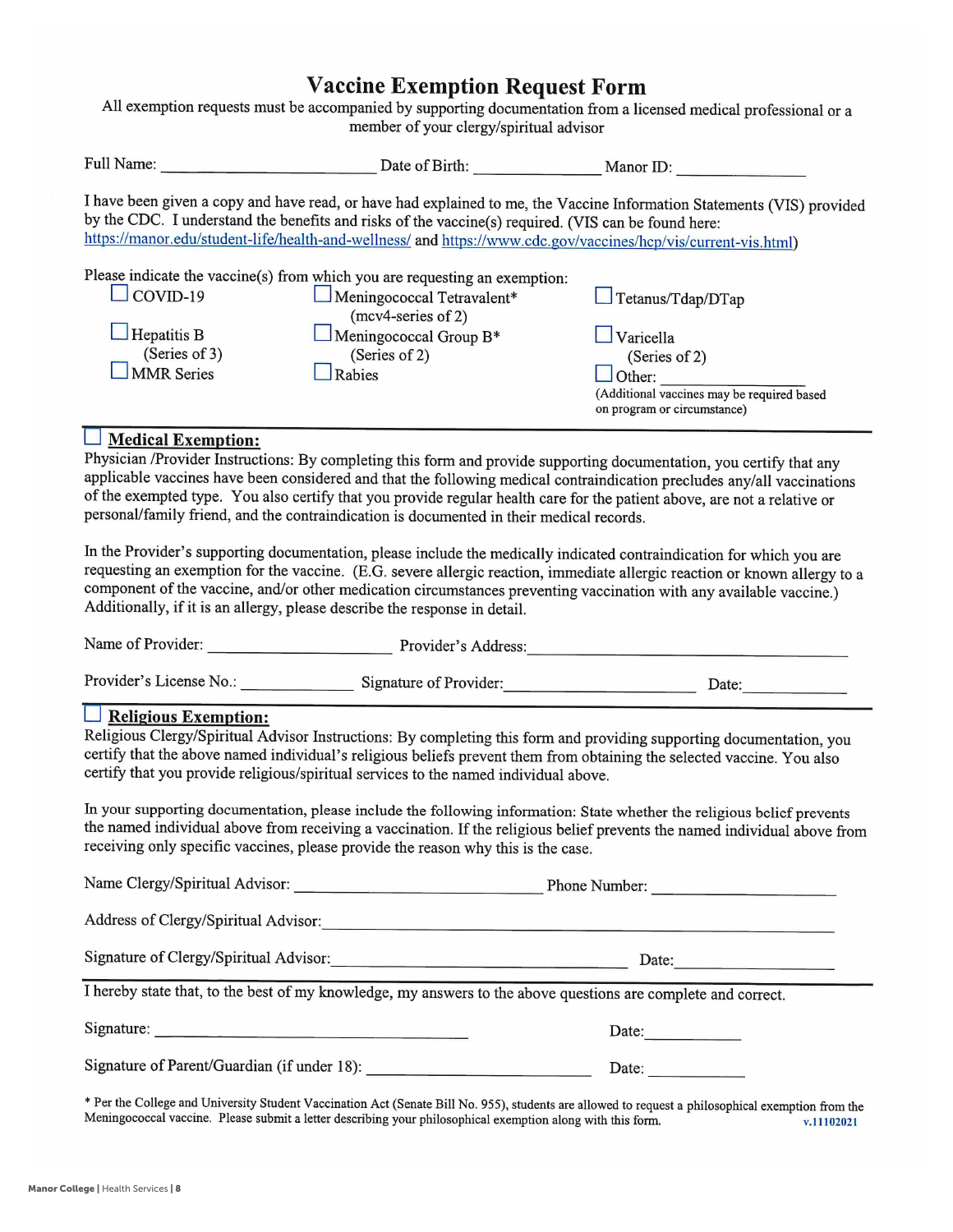# Vaccine Exemption Request Form

All exemption requests must be accompanied by supporting documentation from a licensed medical professional or a member of your clergy/spiritual advisor

Full Name: ______________________ Date of Birth: ______________ Manor ID: ______________

I have been given a copy and have read, or have had explained to me, the Vaccine Information Statements (VIS) provided by the CDC. I understand the benefits and risks of the vaccine(s) required. (VIS can be found here: https://manor.edu/student-life/health-and-wellness/ and https://www.cdc.gov/vaccines/hcp/vis/current-vis.html)

Please indicate the vaccine(s) from which you are requesting an exemption:

- ☐ COVID-19
- ☐ Hepatitis B (Series of 3)
- ☐ MMR Series
- ☐ Meningococcal Tetravalent* (mcv4-series of 2)
- ☐ Meningococcal Group B* (Series of 2)
- ☐ Rabies
- ☐ Tetanus/Tdap/DTap
- ☐ Varicella (Series of 2)
- ☐ Other: ______________ (Additional vaccines may be required based on program or circumstance)

## ☐ Medical Exemption:

Physician /Provider Instructions: By completing this form and provide supporting documentation, you certify that any applicable vaccines have been considered and that the following medical contraindication precludes any/all vaccinations of the exempted type. You also certify that you provide regular health care for the patient above, are not a relative or personal/family friend, and the contraindication is documented in their medical records.

In the Provider's supporting documentation, please include the medically indicated contraindication for which you are requesting an exemption for the vaccine. (E.G. severe allergic reaction, immediate allergic reaction or known allergy to a component of the vaccine, and/or other medication circumstances preventing vaccination with any available vaccine.) Additionally, if it is an allergy, please describe the response in detail.

Name of Provider: ________________ Provider's Address: ______________________________

Provider's License No.: ___________ Signature of Provider: ____________________ Date: __________

## ☐ Religious Exemption:

Religious Clergy/Spiritual Advisor Instructions: By completing this form and providing supporting documentation, you certify that the above named individual's religious beliefs prevent them from obtaining the selected vaccine. You also certify that you provide religious/spiritual services to the named individual above.

In your supporting documentation, please include the following information: State whether the religious belief prevents the named individual above from receiving a vaccination. If the religious belief prevents the named individual above from receiving only specific vaccines, please provide the reason why this is the case.

Name Clergy/Spiritual Advisor: ________________________ Phone Number: ________________

Address of Clergy/Spiritual Advisor: ______________________________________________

Signature of Clergy/Spiritual Advisor: ____________________________ Date: ________________

I hereby state that, to the best of my knowledge, my answers to the above questions are complete and correct.

Signature: ________________________________ Date: __________

Signature of Parent/Guardian (if under 18): ________________________ Date: __________

\* Per the College and University Student Vaccination Act (Senate Bill No. 955), students are allowed to request a philosophical exemption from the Meningococcal vaccine. Please submit a letter describing your philosophical exemption along with this form.

v.11102021